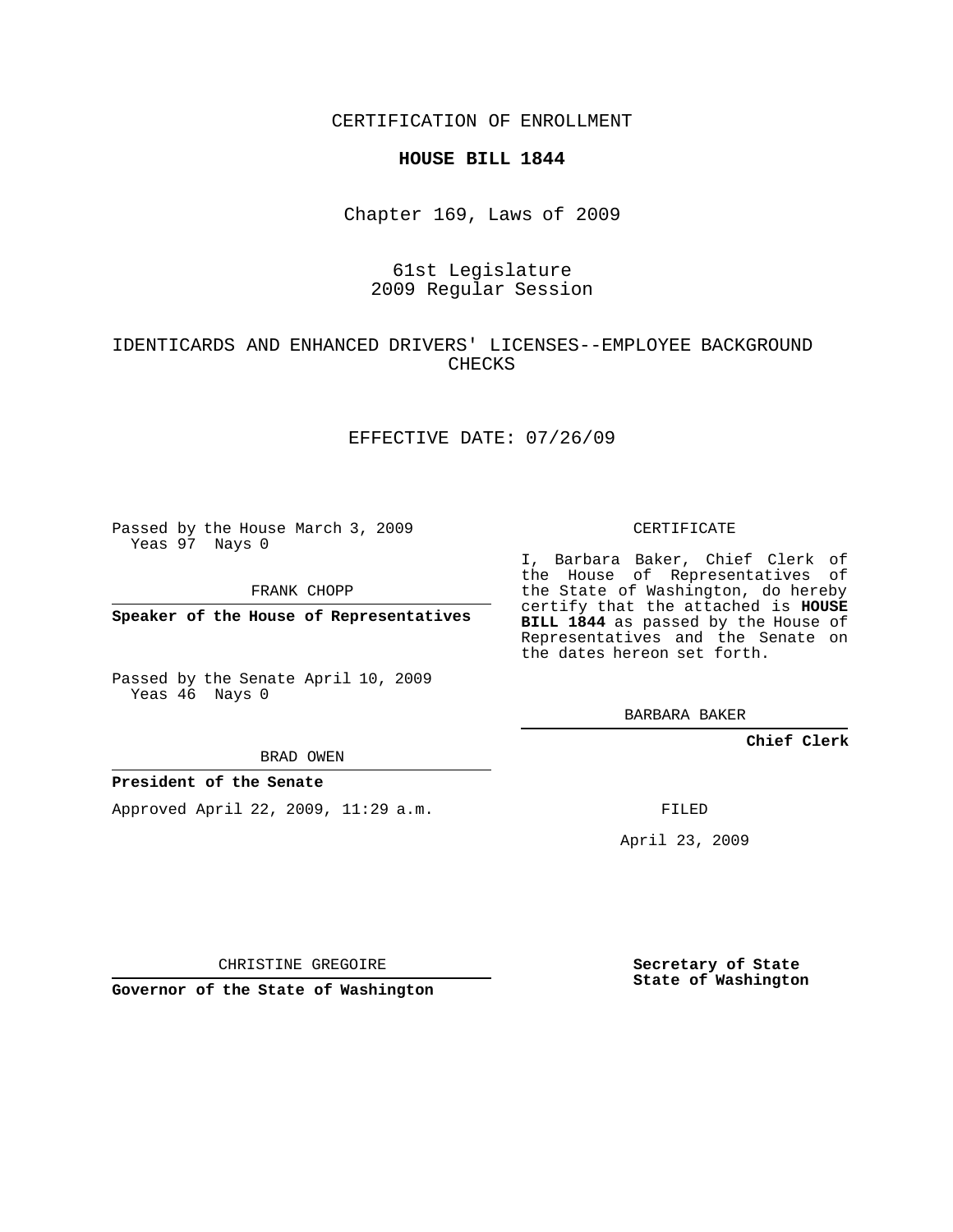CERTIFICATION OF ENROLLMENT

**HOUSE BILL 1844**

Chapter 169, Laws of 2009

61st Legislature
2009 Regular Session

IDENTICARDS AND ENHANCED DRIVERS' LICENSES--EMPLOYEE BACKGROUND CHECKS

EFFECTIVE DATE: 07/26/09

Passed by the House March 3, 2009
Yeas 97 Nays 0

FRANK CHOPP

**Speaker of the House of Representatives**

Passed by the Senate April 10, 2009
Yeas 46 Nays 0

BRAD OWEN

**President of the Senate**

Approved April 22, 2009, 11:29 a.m.

CHRISTINE GREGOIRE

**Governor of the State of Washington**

CERTIFICATE

I, Barbara Baker, Chief Clerk of the House of Representatives of the State of Washington, do hereby certify that the attached is **HOUSE BILL 1844** as passed by the House of Representatives and the Senate on the dates hereon set forth.

BARBARA BAKER

**Chief Clerk**

FILED

April 23, 2009

**Secretary of State**
**State of Washington**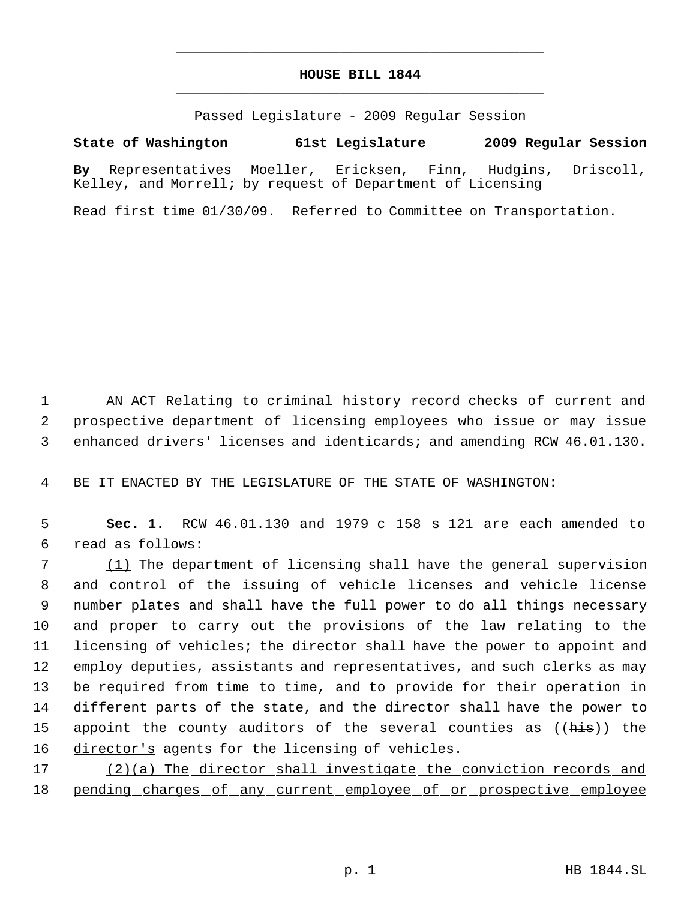# HOUSE BILL 1844

Passed Legislature - 2009 Regular Session

**State of Washington 61st Legislature 2009 Regular Session**

**By** Representatives Moeller, Ericksen, Finn, Hudgins, Driscoll, Kelley, and Morrell; by request of Department of Licensing

Read first time 01/30/09. Referred to Committee on Transportation.

AN ACT Relating to criminal history record checks of current and prospective department of licensing employees who issue or may issue enhanced drivers' licenses and identicards; and amending RCW 46.01.130.

BE IT ENACTED BY THE LEGISLATURE OF THE STATE OF WASHINGTON:

**Sec. 1.** RCW 46.01.130 and 1979 c 158 s 121 are each amended to read as follows:

(1) The department of licensing shall have the general supervision and control of the issuing of vehicle licenses and vehicle license number plates and shall have the full power to do all things necessary and proper to carry out the provisions of the law relating to the licensing of vehicles; the director shall have the power to appoint and employ deputies, assistants and representatives, and such clerks as may be required from time to time, and to provide for their operation in different parts of the state, and the director shall have the power to appoint the county auditors of the several counties as ((~~his~~)) the director's agents for the licensing of vehicles.

(2)(a) The director shall investigate the conviction records and pending charges of any current employee of or prospective employee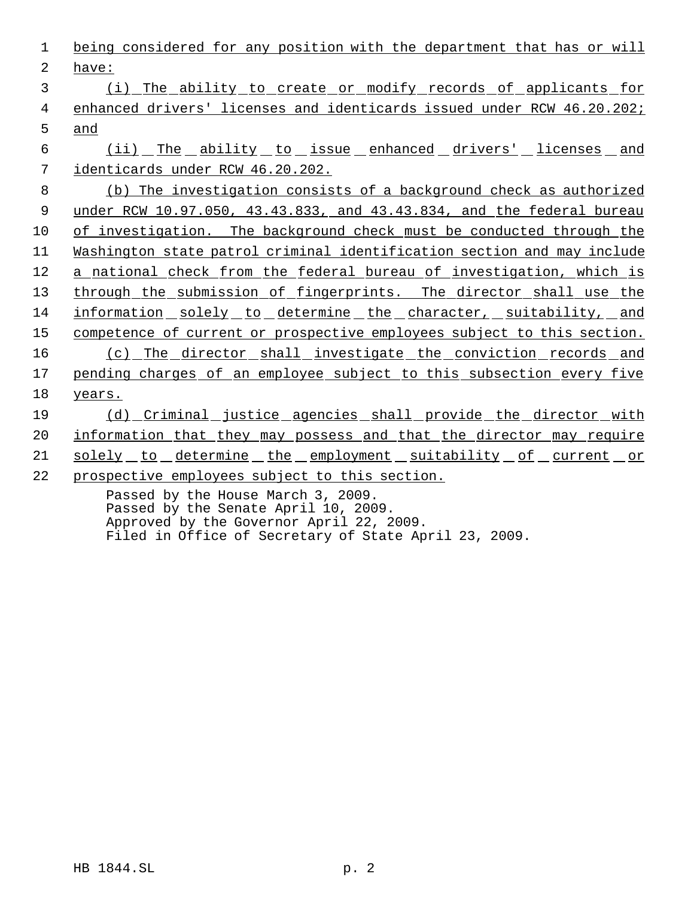being considered for any position with the department that has or will have:

(i) The ability to create or modify records of applicants for enhanced drivers' licenses and identicards issued under RCW 46.20.202; and

(ii) The ability to issue enhanced drivers' licenses and identicards under RCW 46.20.202.

(b) The investigation consists of a background check as authorized under RCW 10.97.050, 43.43.833, and 43.43.834, and the federal bureau of investigation. The background check must be conducted through the Washington state patrol criminal identification section and may include a national check from the federal bureau of investigation, which is through the submission of fingerprints. The director shall use the information solely to determine the character, suitability, and competence of current or prospective employees subject to this section.

(c) The director shall investigate the conviction records and pending charges of an employee subject to this subsection every five years.

(d) Criminal justice agencies shall provide the director with information that they may possess and that the director may require solely to determine the employment suitability of current or prospective employees subject to this section.

Passed by the House March 3, 2009.
Passed by the Senate April 10, 2009.
Approved by the Governor April 22, 2009.
Filed in Office of Secretary of State April 23, 2009.